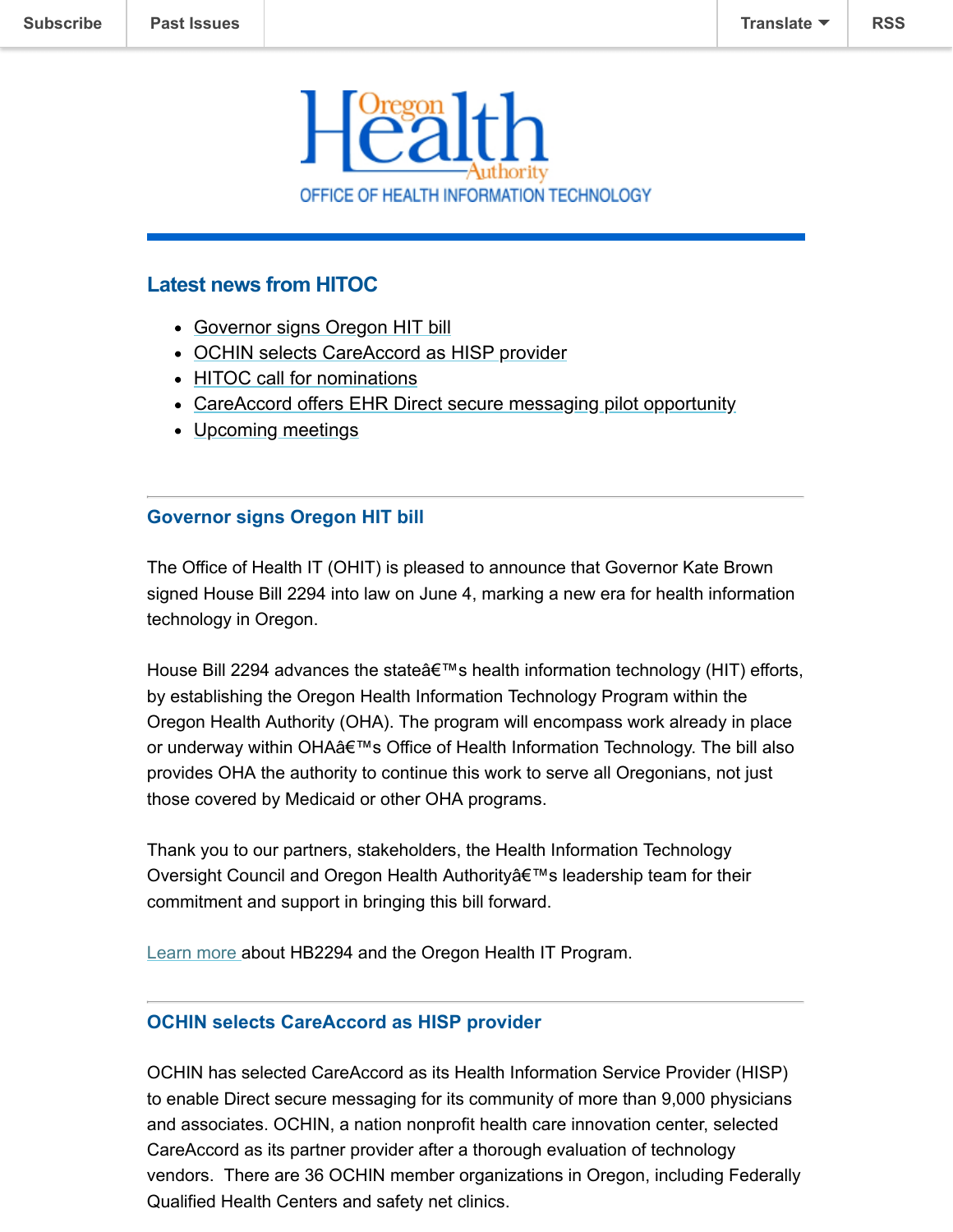Subscribe | Past Issues | Translate | RSS

Oregon Health Authority
OFFICE OF HEALTH INFORMATION TECHNOLOGY

## Latest news from HITOC

- Governor signs Oregon HIT bill
- OCHIN selects CareAccord as HISP provider
- HITOC call for nominations
- CareAccord offers EHR Direct secure messaging pilot opportunity
- Upcoming meetings

### Governor signs Oregon HIT bill

The Office of Health IT (OHIT) is pleased to announce that Governor Kate Brown signed House Bill 2294 into law on June 4, marking a new era for health information technology in Oregon.

House Bill 2294 advances the stateâ€™s health information technology (HIT) efforts, by establishing the Oregon Health Information Technology Program within the Oregon Health Authority (OHA). The program will encompass work already in place or underway within OHAâ€™s Office of Health Information Technology. The bill also provides OHA the authority to continue this work to serve all Oregonians, not just those covered by Medicaid or other OHA programs.

Thank you to our partners, stakeholders, the Health Information Technology Oversight Council and Oregon Health Authorityâ€™s leadership team for their commitment and support in bringing this bill forward.

Learn more about HB2294 and the Oregon Health IT Program.

### OCHIN selects CareAccord as HISP provider

OCHIN has selected CareAccord as its Health Information Service Provider (HISP) to enable Direct secure messaging for its community of more than 9,000 physicians and associates. OCHIN, a nation nonprofit health care innovation center, selected CareAccord as its partner provider after a thorough evaluation of technology vendors. There are 36 OCHIN member organizations in Oregon, including Federally Qualified Health Centers and safety net clinics.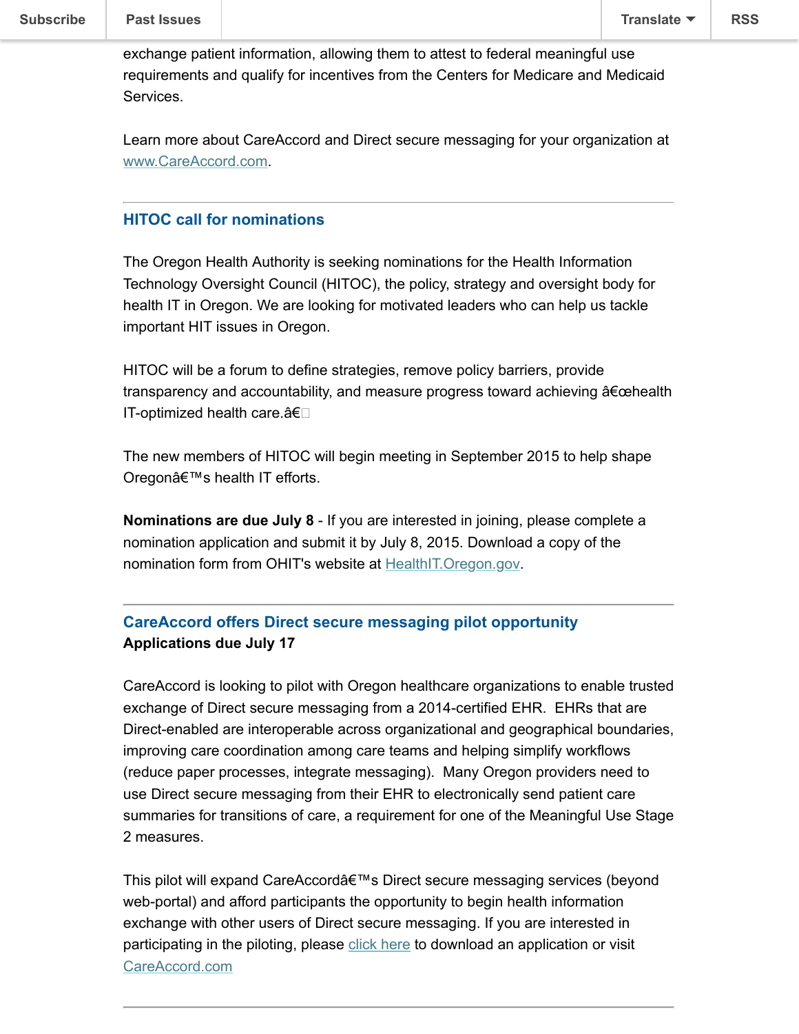exchange patient information, allowing them to attest to federal meaningful use requirements and qualify for incentives from the Centers for Medicare and Medicaid Services.

Learn more about CareAccord and Direct secure messaging for your organization at www.CareAccord.com.

---

## HITOC call for nominations

The Oregon Health Authority is seeking nominations for the Health Information Technology Oversight Council (HITOC), the policy, strategy and oversight body for health IT in Oregon. We are looking for motivated leaders who can help us tackle important HIT issues in Oregon.

HITOC will be a forum to define strategies, remove policy barriers, provide transparency and accountability, and measure progress toward achieving â€œhealth IT-optimized health care.â€

The new members of HITOC will begin meeting in September 2015 to help shape Oregonâ€™s health IT efforts.

**Nominations are due July 8** - If you are interested in joining, please complete a nomination application and submit it by July 8, 2015. Download a copy of the nomination form from OHIT's website at HealthIT.Oregon.gov.

---

## CareAccord offers Direct secure messaging pilot opportunity

**Applications due July 17**

CareAccord is looking to pilot with Oregon healthcare organizations to enable trusted exchange of Direct secure messaging from a 2014-certified EHR. EHRs that are Direct-enabled are interoperable across organizational and geographical boundaries, improving care coordination among care teams and helping simplify workflows (reduce paper processes, integrate messaging). Many Oregon providers need to use Direct secure messaging from their EHR to electronically send patient care summaries for transitions of care, a requirement for one of the Meaningful Use Stage 2 measures.

This pilot will expand CareAccordâ€™s Direct secure messaging services (beyond web-portal) and afford participants the opportunity to begin health information exchange with other users of Direct secure messaging. If you are interested in participating in the piloting, please click here to download an application or visit CareAccord.com

---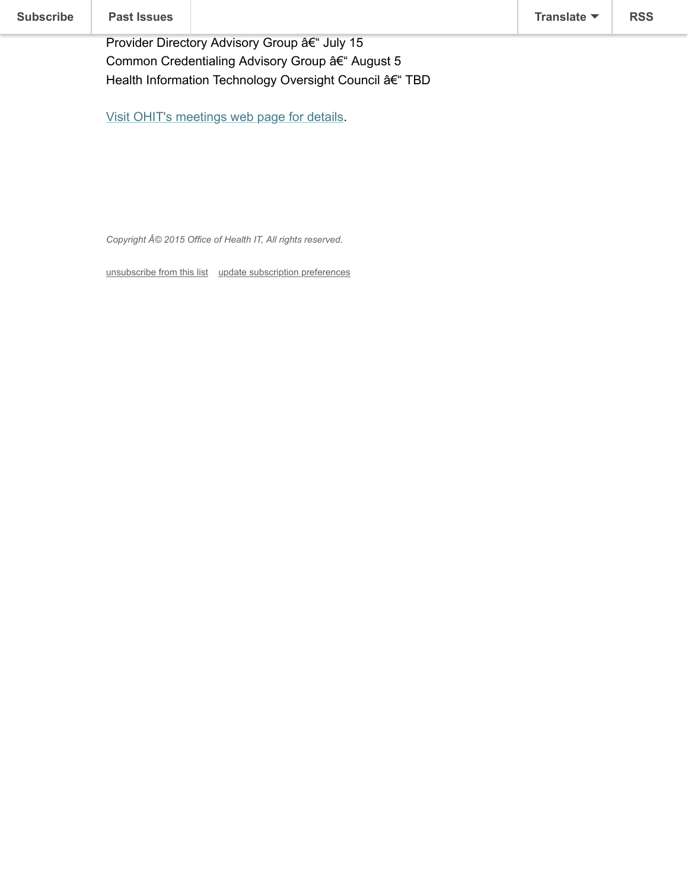Provider Directory Advisory Group â€“ July 15
Common Credentialing Advisory Group â€“ August 5
Health Information Technology Oversight Council â€“ TBD

[Visit OHIT's meetings web page for details](#).

*Copyright Â© 2015 Office of Health IT, All rights reserved.*

unsubscribe from this list    update subscription preferences